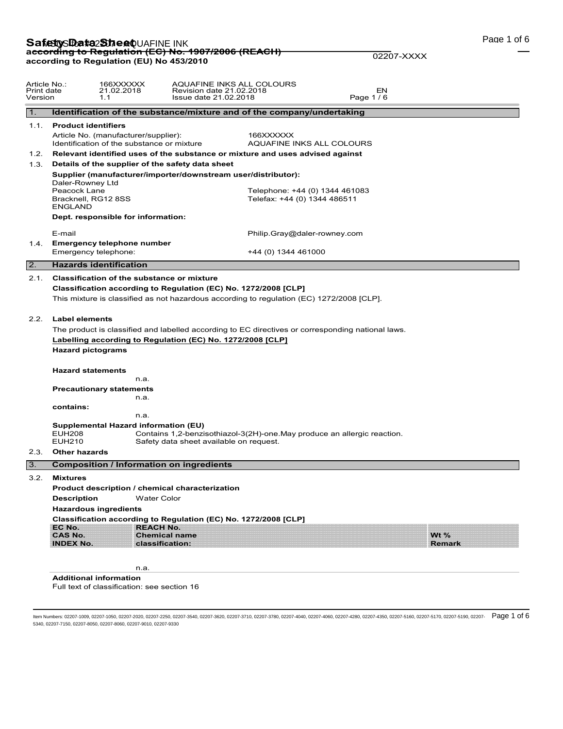# Safety Data Sheet

**according to Regulation (EC) No. 1907/2006 (REACH)**
**according to Regulation (EU) No 453/2010**

02207-XXXX

| | | | |
|---|---|---|---|
| Article No.: | 166XXXXXX | AQUAFINE INKS ALL COLOURS | |
| Print date | 21.02.2018 | Revision date 21.02.2018 | EN |
| Version | 1.1 | Issue date 21.02.2018 | |

## 1. Identification of the substance/mixture and of the company/undertaking

**1.1. Product identifiers**

Article No. (manufacturer/supplier): 166XXXXXX

Identification of the substance or mixture: AQUAFINE INKS ALL COLOURS

**1.2. Relevant identified uses of the substance or mixture and uses advised against**

**1.3. Details of the supplier of the safety data sheet**

**Supplier (manufacturer/importer/downstream user/distributor):**

Daler-Rowney Ltd
Peacock Lane
Bracknell, RG12 8SS
ENGLAND

Telephone: +44 (0) 1344 461083
Telefax: +44 (0) 1344 486511

**Dept. responsible for information:**

E-mail: Philip.Gray@daler-rowney.com

**1.4. Emergency telephone number**

Emergency telephone: +44 (0) 1344 461000

## 2. Hazards identification

**2.1. Classification of the substance or mixture**

**Classification according to Regulation (EC) No. 1272/2008 [CLP]**

This mixture is classified as not hazardous according to regulation (EC) 1272/2008 [CLP].

**2.2. Label elements**

The product is classified and labelled according to EC directives or corresponding national laws.

**Labelling according to Regulation (EC) No. 1272/2008 [CLP]**

**Hazard pictograms**

**Hazard statements**

n.a.

**Precautionary statements**

n.a.

**contains:**

n.a.

**Supplemental Hazard information (EU)**

EUH208 Contains 1,2-benzisothiazol-3(2H)-one.May produce an allergic reaction.
EUH210 Safety data sheet available on request.

**2.3. Other hazards**

## 3. Composition / Information on ingredients

**3.2. Mixtures**

**Product description / chemical characterization**

**Description** Water Color

**Hazardous ingredients**

**Classification according to Regulation (EC) No. 1272/2008 [CLP]**

| EC No. / CAS No. / INDEX No. | REACH No. / Chemical name / classification: | Wt % / Remark |
|---|---|---|
| | n.a. | |

**Additional information**

Full text of classification: see section 16

Item Numbers: 02207-1009, 02207-1050, 02207-2020, 02207-2250, 02207-3540, 02207-3620, 02207-3710, 02207-3780, 02207-4040, 02207-4060, 02207-4280, 02207-4350, 02207-5160, 02207-5170, 02207-5190, 02207-5340, 02207-7150, 02207-8050, 02207-8060, 02207-9010, 02207-9330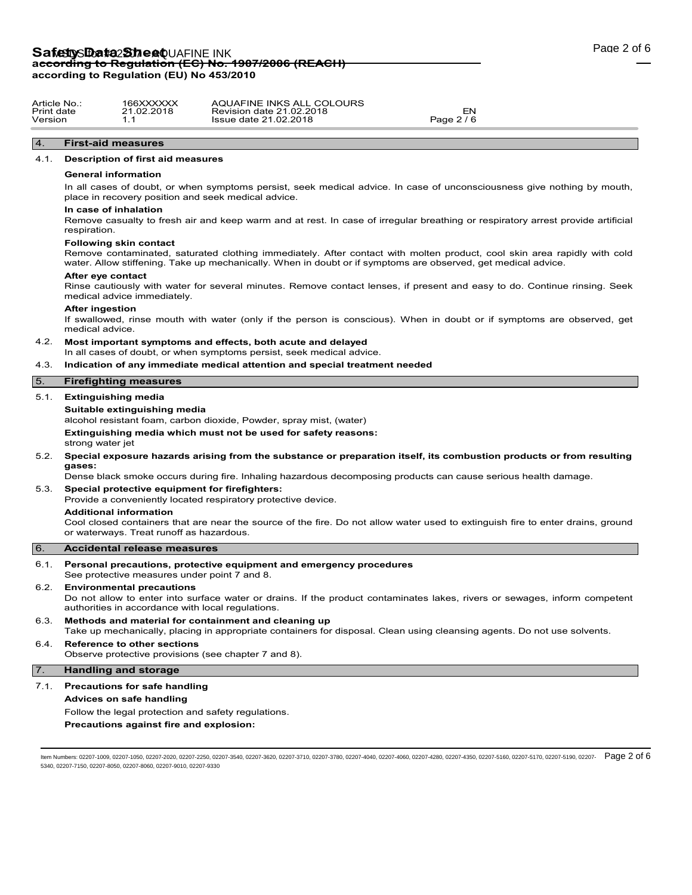## 4. First-aid measures

### 4.1. Description of first aid measures

**General information**

In all cases of doubt, or when symptoms persist, seek medical advice. In case of unconsciousness give nothing by mouth, place in recovery position and seek medical advice.

**In case of inhalation**

Remove casualty to fresh air and keep warm and at rest. In case of irregular breathing or respiratory arrest provide artificial respiration.

**Following skin contact**

Remove contaminated, saturated clothing immediately. After contact with molten product, cool skin area rapidly with cold water. Allow stiffening. Take up mechanically. When in doubt or if symptoms are observed, get medical advice.

**After eye contact**

Rinse cautiously with water for several minutes. Remove contact lenses, if present and easy to do. Continue rinsing. Seek medical advice immediately.

**After ingestion**

If swallowed, rinse mouth with water (only if the person is conscious). When in doubt or if symptoms are observed, get medical advice.

### 4.2. Most important symptoms and effects, both acute and delayed

In all cases of doubt, or when symptoms persist, seek medical advice.

### 4.3. Indication of any immediate medical attention and special treatment needed

## 5. Firefighting measures

### 5.1. Extinguishing media

**Suitable extinguishing media**

alcohol resistant foam, carbon dioxide, Powder, spray mist, (water)

**Extinguishing media which must not be used for safety reasons:**

strong water jet

### 5.2. Special exposure hazards arising from the substance or preparation itself, its combustion products or from resulting gases:

Dense black smoke occurs during fire. Inhaling hazardous decomposing products can cause serious health damage.

### 5.3. Special protective equipment for firefighters:

Provide a conveniently located respiratory protective device.

**Additional information**

Cool closed containers that are near the source of the fire. Do not allow water used to extinguish fire to enter drains, ground or waterways. Treat runoff as hazardous.

## 6. Accidental release measures

### 6.1. Personal precautions, protective equipment and emergency procedures

See protective measures under point 7 and 8.

### 6.2. Environmental precautions

Do not allow to enter into surface water or drains. If the product contaminates lakes, rivers or sewages, inform competent authorities in accordance with local regulations.

### 6.3. Methods and material for containment and cleaning up

Take up mechanically, placing in appropriate containers for disposal. Clean using cleansing agents. Do not use solvents.

### 6.4. Reference to other sections

Observe protective provisions (see chapter 7 and 8).

## 7. Handling and storage

### 7.1. Precautions for safe handling

**Advices on safe handling**

Follow the legal protection and safety regulations.

**Precautions against fire and explosion:**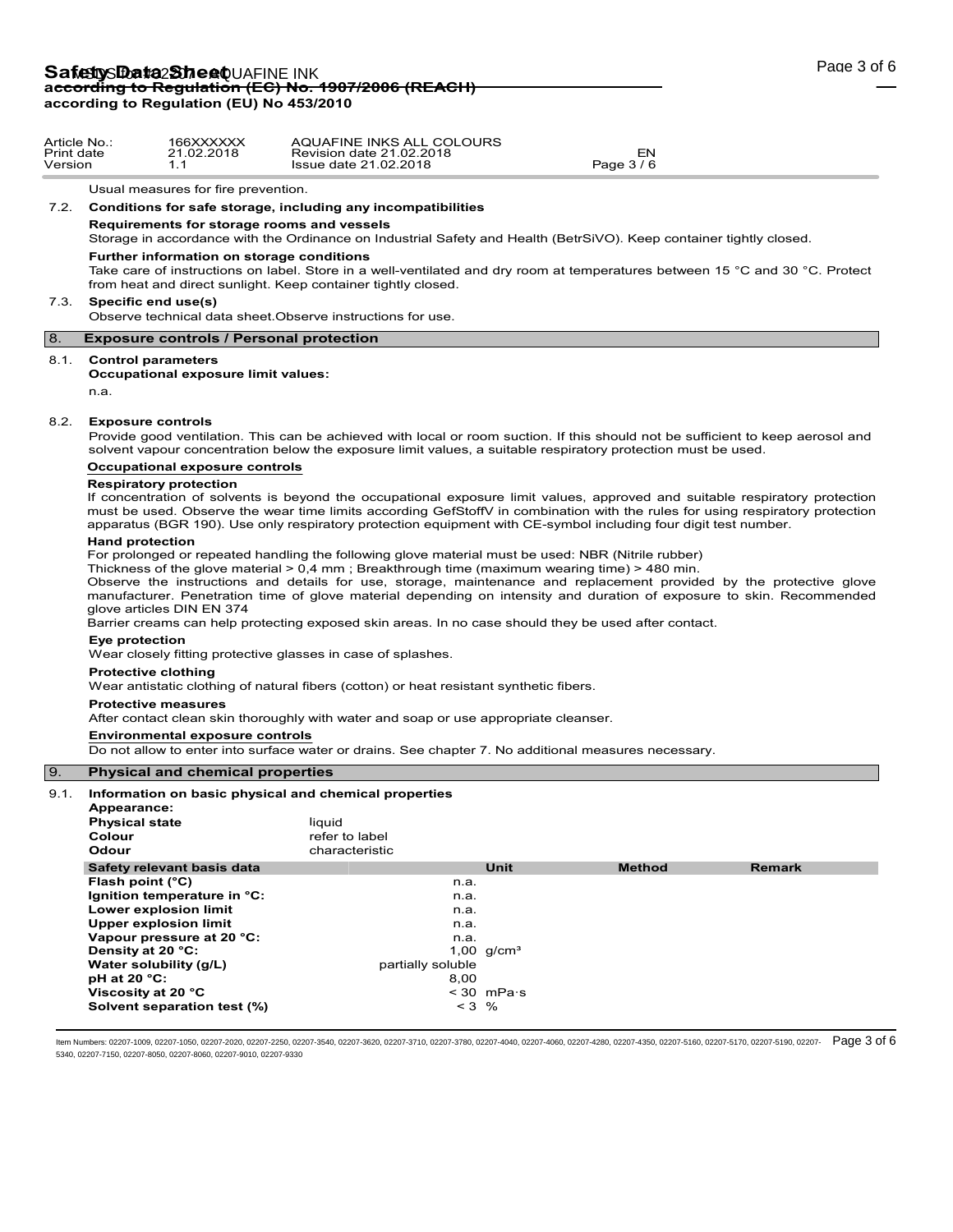| Article No.: | 166XXXXXX | AQUAFINE INKS ALL COLOURS | |
|---|---|---|---|
| Print date | 21.02.2018 | Revision date 21.02.2018 | EN |
| Version | 1.1 | Issue date 21.02.2018 | Page 3 / 6 |

Usual measures for fire prevention.

**7.2. Conditions for safe storage, including any incompatibilities**

**Requirements for storage rooms and vessels**

Storage in accordance with the Ordinance on Industrial Safety and Health (BetrSiVO). Keep container tightly closed.

**Further information on storage conditions**

Take care of instructions on label. Store in a well-ventilated and dry room at temperatures between 15 °C and 30 °C. Protect from heat and direct sunlight. Keep container tightly closed.

**7.3. Specific end use(s)**

Observe technical data sheet.Observe instructions for use.

## 8. Exposure controls / Personal protection

**8.1. Control parameters**

**Occupational exposure limit values:**

n.a.

**8.2. Exposure controls**

Provide good ventilation. This can be achieved with local or room suction. If this should not be sufficient to keep aerosol and solvent vapour concentration below the exposure limit values, a suitable respiratory protection must be used.

**Occupational exposure controls**

**Respiratory protection**

If concentration of solvents is beyond the occupational exposure limit values, approved and suitable respiratory protection must be used. Observe the wear time limits according GefStoffV in combination with the rules for using respiratory protection apparatus (BGR 190). Use only respiratory protection equipment with CE-symbol including four digit test number.

**Hand protection**

For prolonged or repeated handling the following glove material must be used: NBR (Nitrile rubber)

Thickness of the glove material > 0,4 mm ; Breakthrough time (maximum wearing time) > 480 min.

Observe the instructions and details for use, storage, maintenance and replacement provided by the protective glove manufacturer. Penetration time of glove material depending on intensity and duration of exposure to skin. Recommended glove articles DIN EN 374

Barrier creams can help protecting exposed skin areas. In no case should they be used after contact.

**Eye protection**

Wear closely fitting protective glasses in case of splashes.

**Protective clothing**

Wear antistatic clothing of natural fibers (cotton) or heat resistant synthetic fibers.

**Protective measures**

After contact clean skin thoroughly with water and soap or use appropriate cleanser.

**Environmental exposure controls**

Do not allow to enter into surface water or drains. See chapter 7. No additional measures necessary.

## 9. Physical and chemical properties

**9.1. Information on basic physical and chemical properties**

**Appearance:**

| | |
|---|---|
| **Physical state** | liquid |
| **Colour** | refer to label |
| **Odour** | characteristic |

| Safety relevant basis data | | Unit | Method | Remark |
|---|---|---|---|---|
| **Flash point (°C)** | n.a. | | | |
| **Ignition temperature in °C:** | n.a. | | | |
| **Lower explosion limit** | n.a. | | | |
| **Upper explosion limit** | n.a. | | | |
| **Vapour pressure at 20 °C:** | n.a. | | | |
| **Density at 20 °C:** | 1,00 | g/cm³ | | |
| **Water solubility (g/L)** | partially soluble | | | |
| **pH at 20 °C:** | 8,00 | | | |
| **Viscosity at 20 °C** | < 30 | mPa·s | | |
| **Solvent separation test (%)** | < 3 | % | | |

Item Numbers: 02207-1009, 02207-1050, 02207-2020, 02207-2250, 02207-3540, 02207-3620, 02207-3710, 02207-3780, 02207-4040, 02207-4060, 02207-4280, 02207-4350, 02207-5160, 02207-5170, 02207-5190, 02207-5340, 02207-7150, 02207-8050, 02207-8060, 02207-9010, 02207-9330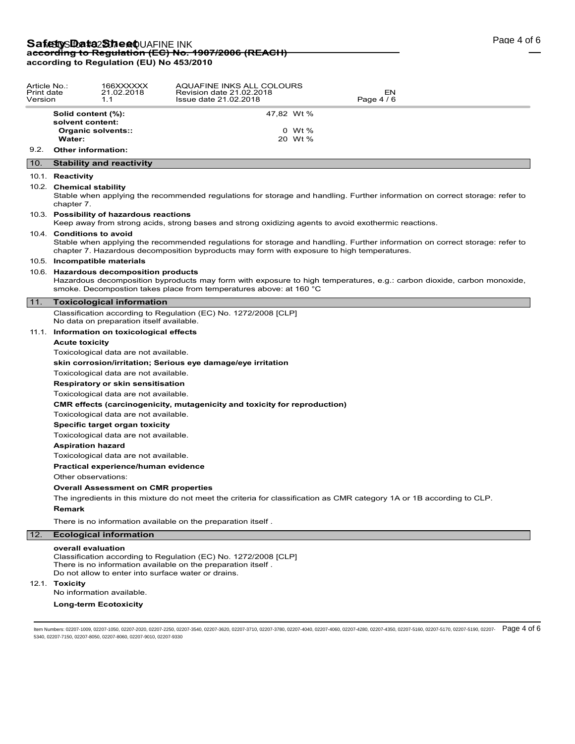| | |
|---|---|
| **Solid content (%):** | 47,82 Wt % |
| **solvent content:** | |
| **Organic solvents::** | 0 Wt % |
| **Water:** | 20 Wt % |

9.2. **Other information:**

## 10. Stability and reactivity

10.1. **Reactivity**

10.2. **Chemical stability**

Stable when applying the recommended regulations for storage and handling. Further information on correct storage: refer to chapter 7.

10.3. **Possibility of hazardous reactions**

Keep away from strong acids, strong bases and strong oxidizing agents to avoid exothermic reactions.

10.4. **Conditions to avoid**

Stable when applying the recommended regulations for storage and handling. Further information on correct storage: refer to chapter 7. Hazardous decomposition byproducts may form with exposure to high temperatures.

10.5. **Incompatible materials**

10.6. **Hazardous decomposition products**

Hazardous decomposition byproducts may form with exposure to high temperatures, e.g.: carbon dioxide, carbon monoxide, smoke. Decompostion takes place from temperatures above: at 160 °C

## 11. Toxicological information

Classification according to Regulation (EC) No. 1272/2008 [CLP]
No data on preparation itself available.

11.1. **Information on toxicological effects**

**Acute toxicity**

Toxicological data are not available.

**skin corrosion/irritation; Serious eye damage/eye irritation**

Toxicological data are not available.

**Respiratory or skin sensitisation**

Toxicological data are not available.

**CMR effects (carcinogenicity, mutagenicity and toxicity for reproduction)**

Toxicological data are not available.

**Specific target organ toxicity**

Toxicological data are not available.

**Aspiration hazard**

Toxicological data are not available.

**Practical experience/human evidence**

Other observations:

**Overall Assessment on CMR properties**

The ingredients in this mixture do not meet the criteria for classification as CMR category 1A or 1B according to CLP.

**Remark**

There is no information available on the preparation itself .

## 12. Ecological information

**overall evaluation**

Classification according to Regulation (EC) No. 1272/2008 [CLP]
There is no information available on the preparation itself .
Do not allow to enter into surface water or drains.

12.1. **Toxicity**

No information available.

**Long-term Ecotoxicity**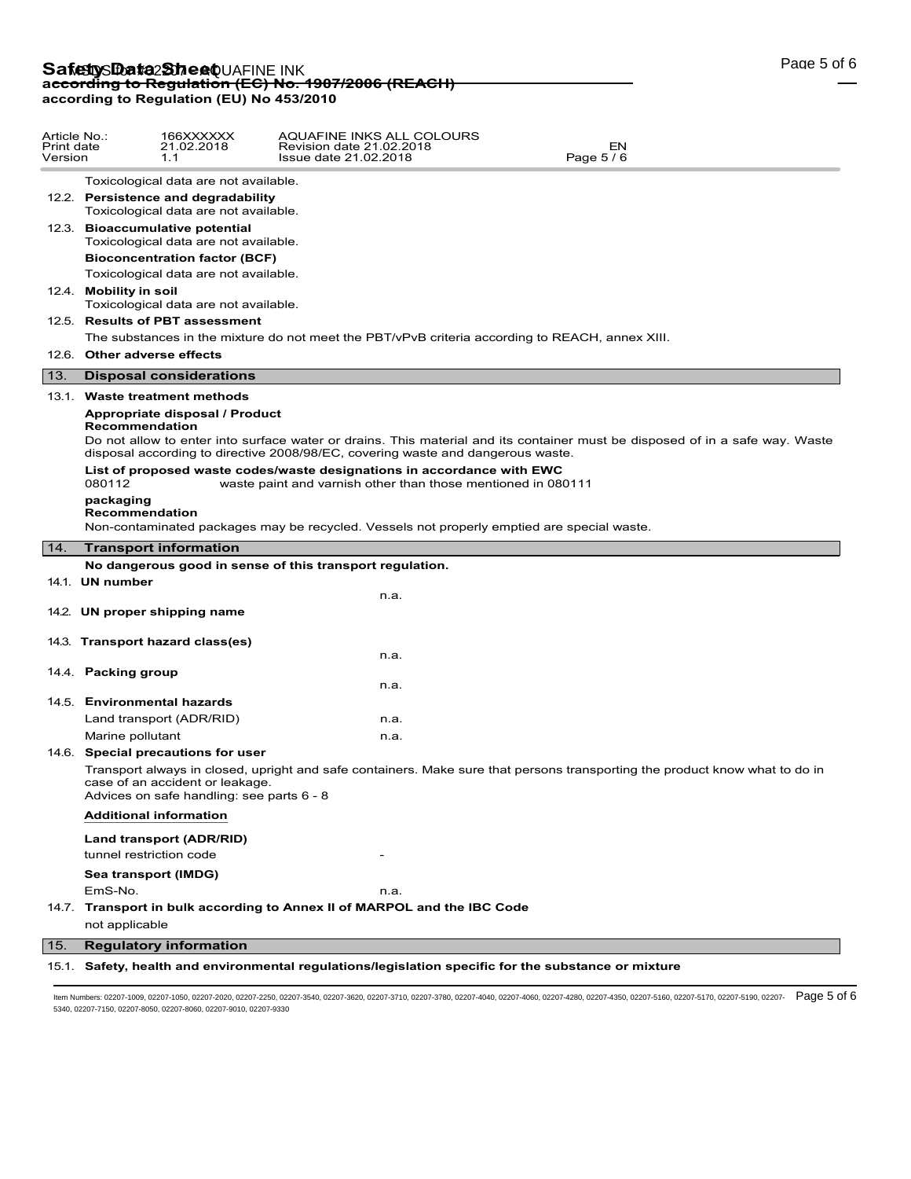| Article No.: | 166XXXXXX | AQUAFINE INKS ALL COLOURS | |
|---|---|---|---|
| Print date | 21.02.2018 | Revision date 21.02.2018 | EN |
| Version | 1.1 | Issue date 21.02.2018 | Page 5 / 6 |

Toxicological data are not available.

**12.2. Persistence and degradability**

Toxicological data are not available.

**12.3. Bioaccumulative potential**

Toxicological data are not available.

**Bioconcentration factor (BCF)**

Toxicological data are not available.

**12.4. Mobility in soil**

Toxicological data are not available.

**12.5. Results of PBT assessment**

The substances in the mixture do not meet the PBT/vPvB criteria according to REACH, annex XIII.

**12.6. Other adverse effects**

## 13. Disposal considerations

**13.1. Waste treatment methods**

**Appropriate disposal / Product Recommendation**

Do not allow to enter into surface water or drains. This material and its container must be disposed of in a safe way. Waste disposal according to directive 2008/98/EC, covering waste and dangerous waste.

**List of proposed waste codes/waste designations in accordance with EWC**

080112 waste paint and varnish other than those mentioned in 080111

**packaging Recommendation**

Non-contaminated packages may be recycled. Vessels not properly emptied are special waste.

## 14. Transport information

**No dangerous good in sense of this transport regulation.**

**14.1. UN number**

n.a.

**14.2. UN proper shipping name**

**14.3. Transport hazard class(es)**

n.a.

**14.4. Packing group**

n.a.

**14.5. Environmental hazards**

| | |
|---|---|
| Land transport (ADR/RID) | n.a. |
| Marine pollutant | n.a. |

**14.6. Special precautions for user**

Transport always in closed, upright and safe containers. Make sure that persons transporting the product know what to do in case of an accident or leakage.
Advices on safe handling: see parts 6 - 8

**Additional information**

**Land transport (ADR/RID)**

tunnel restriction code -

**Sea transport (IMDG)**

EmS-No. n.a.

**14.7. Transport in bulk according to Annex II of MARPOL and the IBC Code**

not applicable

## 15. Regulatory information

**15.1. Safety, health and environmental regulations/legislation specific for the substance or mixture**

Item Numbers: 02207-1009, 02207-1050, 02207-2020, 02207-2250, 02207-3540, 02207-3620, 02207-3710, 02207-3780, 02207-4040, 02207-4060, 02207-4280, 02207-4350, 02207-5160, 02207-5170, 02207-5190, 02207-5340, 02207-7150, 02207-8050, 02207-8060, 02207-9010, 02207-9330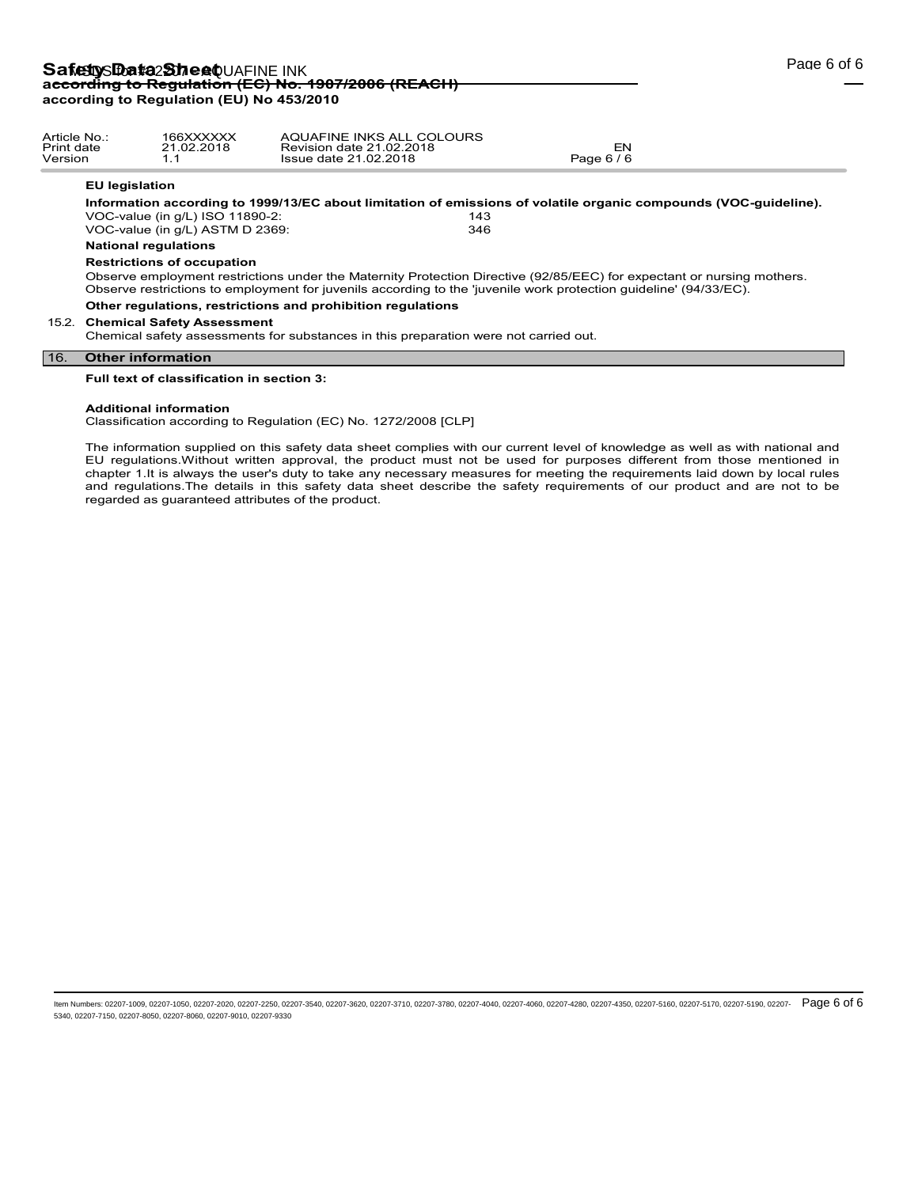**EU legislation**

**Information according to 1999/13/EC about limitation of emissions of volatile organic compounds (VOC-guideline).**

| | |
|---|---|
| VOC-value (in g/L) ISO 11890-2: | 143 |
| VOC-value (in g/L) ASTM D 2369: | 346 |

**National regulations**

**Restrictions of occupation**

Observe employment restrictions under the Maternity Protection Directive (92/85/EEC) for expectant or nursing mothers. Observe restrictions to employment for juvenils according to the 'juvenile work protection guideline' (94/33/EC).

**Other regulations, restrictions and prohibition regulations**

## 15.2. Chemical Safety Assessment

Chemical safety assessments for substances in this preparation were not carried out.

## 16. Other information

**Full text of classification in section 3:**

**Additional information**

Classification according to Regulation (EC) No. 1272/2008 [CLP]

The information supplied on this safety data sheet complies with our current level of knowledge as well as with national and EU regulations.Without written approval, the product must not be used for purposes different from those mentioned in chapter 1.It is always the user's duty to take any necessary measures for meeting the requirements laid down by local rules and regulations.The details in this safety data sheet describe the safety requirements of our product and are not to be regarded as guaranteed attributes of the product.